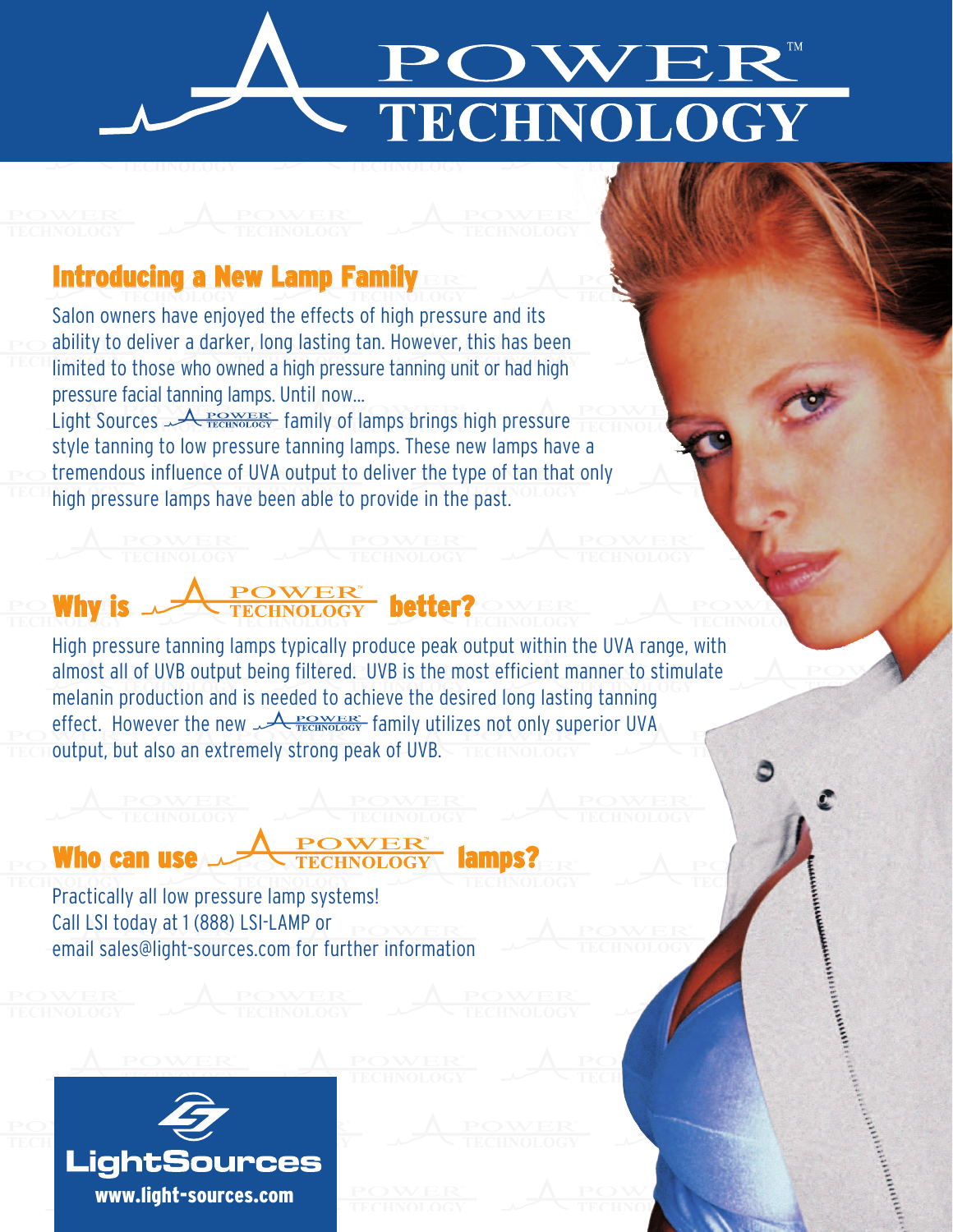# POWER™ TECHNOLOGY

## Introducing a New Lamp Family

Salon owners have enjoyed the effects of high pressure and its ability to deliver a darker, long lasting tan. However, this has been limited to those who owned a high pressure tanning unit or had high pressure facial tanning lamps. Until now...

Light Sources POWER TECHNOLOGY family of lamps brings high pressure style tanning to low pressure tanning lamps. These new lamps have a tremendous influence of UVA output to deliver the type of tan that only high pressure lamps have been able to provide in the past.

## Why is POWER TECHNOLOGY better?

High pressure tanning lamps typically produce peak output within the UVA range, with almost all of UVB output being filtered. UVB is the most efficient manner to stimulate melanin production and is needed to achieve the desired long lasting tanning effect. However the new POWER TECHNOLOGY family utilizes not only superior UVA output, but also an extremely strong peak of UVB.

## Who can use POWER TECHNOLOGY lamps?

Practically all low pressure lamp systems!
Call LSI today at 1 (888) LSI-LAMP or
email sales@light-sources.com for further information

**LightSources**
**www.light-sources.com**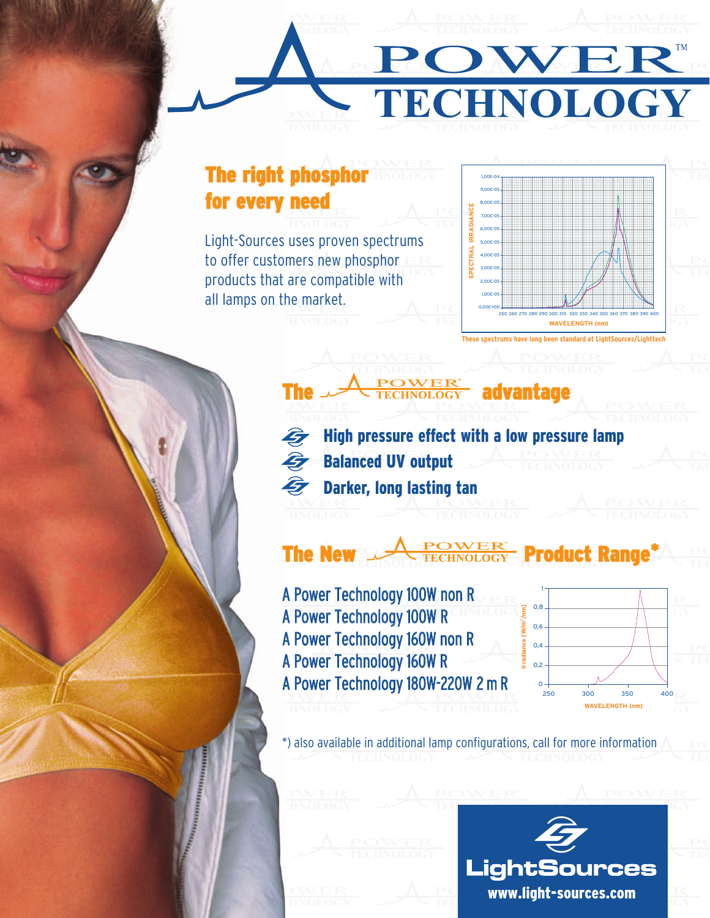# POWER™ TECHNOLOGY

## The right phosphor for every need

Light-Sources uses proven spectrums to offer customers new phosphor products that are compatible with all lamps on the market.

SPECTRAL IRRADIANCE

1,00E-04
9,00E-05
8,00E-05
7,00E-05
6,00E-05
5,00E-05
4,00E-05
3,00E-05
2,00E-05
1,00E-05
0,00E+00

250 260 270 280 290 300 310 320 330 340 350 360 370 380 390 400

WAVELENGTH (nm)

These spectrums have long been standard at LightSources/Lighttech

## The POWER™ TECHNOLOGY advantage

- High pressure effect with a low pressure lamp
- Balanced UV output
- Darker, long lasting tan

## The New POWER™ TECHNOLOGY Product Range*

A Power Technology 100W non R
A Power Technology 100W R
A Power Technology 160W non R
A Power Technology 160W R
A Power Technology 180W-220W 2 m R

Irradiance [W/m²/nm]

1
0,8
0,6
0,4
0,2
0

250 300 350 400

WAVELENGTH (nm)

*) also available in additional lamp configurations, call for more information

LightSources
www.light-sources.com